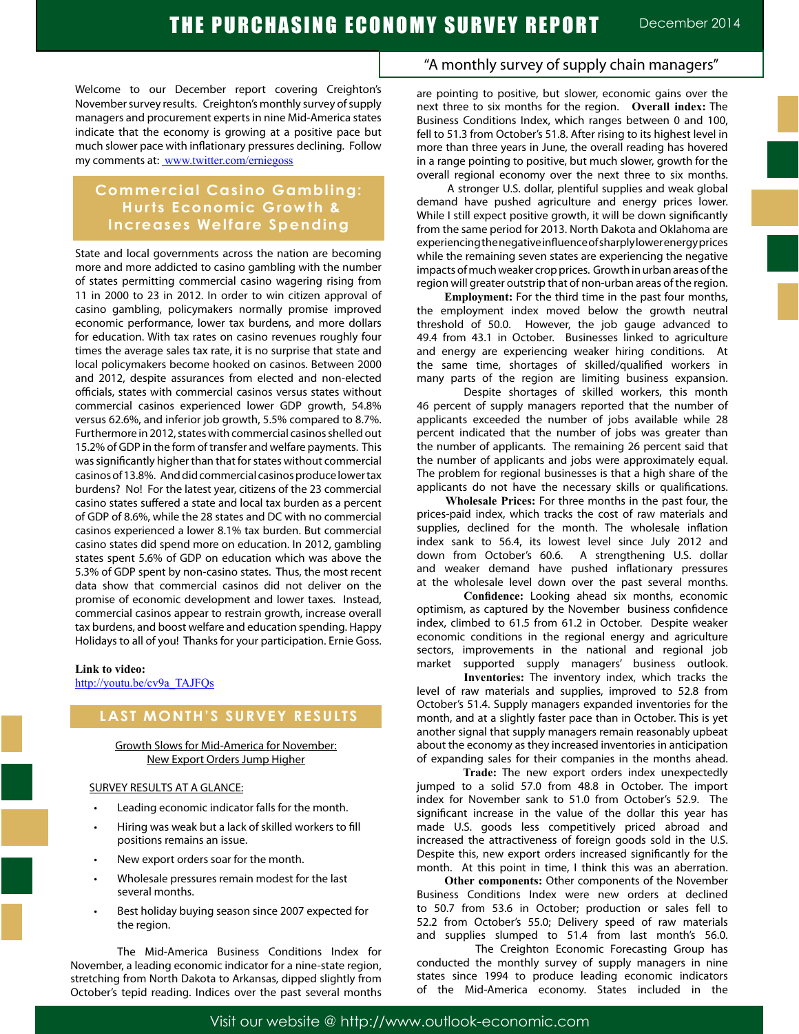# THE PURCHASING ECONOMY SURVEY REPORT

December 2014

"A monthly survey of supply chain managers"

Welcome to our December report covering Creighton's November survey results. Creighton's monthly survey of supply managers and procurement experts in nine Mid-America states indicate that the economy is growing at a positive pace but much slower pace with inflationary pressures declining. Follow my comments at: www.twitter.com/erniegoss

## Commercial Casino Gambling: Hurts Economic Growth & Increases Welfare Spending

State and local governments across the nation are becoming more and more addicted to casino gambling with the number of states permitting commercial casino wagering rising from 11 in 2000 to 23 in 2012. In order to win citizen approval of casino gambling, policymakers normally promise improved economic performance, lower tax burdens, and more dollars for education. With tax rates on casino revenues roughly four times the average sales tax rate, it is no surprise that state and local policymakers become hooked on casinos. Between 2000 and 2012, despite assurances from elected and non-elected officials, states with commercial casinos versus states without commercial casinos experienced lower GDP growth, 54.8% versus 62.6%, and inferior job growth, 5.5% compared to 8.7%. Furthermore in 2012, states with commercial casinos shelled out 15.2% of GDP in the form of transfer and welfare payments. This was significantly higher than that for states without commercial casinos of 13.8%. And did commercial casinos produce lower tax burdens? No! For the latest year, citizens of the 23 commercial casino states suffered a state and local tax burden as a percent of GDP of 8.6%, while the 28 states and DC with no commercial casinos experienced a lower 8.1% tax burden. But commercial casino states did spend more on education. In 2012, gambling states spent 5.6% of GDP on education which was above the 5.3% of GDP spent by non-casino states. Thus, the most recent data show that commercial casinos did not deliver on the promise of economic development and lower taxes. Instead, commercial casinos appear to restrain growth, increase overall tax burdens, and boost welfare and education spending. Happy Holidays to all of you! Thanks for your participation. Ernie Goss.

**Link to video:**
http://youtu.be/cv9a_TAJFQs

## LAST MONTH'S SURVEY RESULTS

Growth Slows for Mid-America for November:
New Export Orders Jump Higher

SURVEY RESULTS AT A GLANCE:

- Leading economic indicator falls for the month.
- Hiring was weak but a lack of skilled workers to fill positions remains an issue.
- New export orders soar for the month.
- Wholesale pressures remain modest for the last several months.
- Best holiday buying season since 2007 expected for the region.

The Mid-America Business Conditions Index for November, a leading economic indicator for a nine-state region, stretching from North Dakota to Arkansas, dipped slightly from October's tepid reading. Indices over the past several months are pointing to positive, but slower, economic gains over the next three to six months for the region. **Overall index:** The Business Conditions Index, which ranges between 0 and 100, fell to 51.3 from October's 51.8. After rising to its highest level in more than three years in June, the overall reading has hovered in a range pointing to positive, but much slower, growth for the overall regional economy over the next three to six months.

A stronger U.S. dollar, plentiful supplies and weak global demand have pushed agriculture and energy prices lower. While I still expect positive growth, it will be down significantly from the same period for 2013. North Dakota and Oklahoma are experiencing the negative influence of sharply lower energy prices while the remaining seven states are experiencing the negative impacts of much weaker crop prices. Growth in urban areas of the region will greater outstrip that of non-urban areas of the region.

**Employment:** For the third time in the past four months, the employment index moved below the growth neutral threshold of 50.0. However, the job gauge advanced to 49.4 from 43.1 in October. Businesses linked to agriculture and energy are experiencing weaker hiring conditions. At the same time, shortages of skilled/qualified workers in many parts of the region are limiting business expansion.

Despite shortages of skilled workers, this month 46 percent of supply managers reported that the number of applicants exceeded the number of jobs available while 28 percent indicated that the number of jobs was greater than the number of applicants. The remaining 26 percent said that the number of applicants and jobs were approximately equal. The problem for regional businesses is that a high share of the applicants do not have the necessary skills or qualifications.

**Wholesale Prices:** For three months in the past four, the prices-paid index, which tracks the cost of raw materials and supplies, declined for the month. The wholesale inflation index sank to 56.4, its lowest level since July 2012 and down from October's 60.6. A strengthening U.S. dollar and weaker demand have pushed inflationary pressures at the wholesale level down over the past several months.

**Confidence:** Looking ahead six months, economic optimism, as captured by the November business confidence index, climbed to 61.5 from 61.2 in October. Despite weaker economic conditions in the regional energy and agriculture sectors, improvements in the national and regional job market supported supply managers' business outlook.

**Inventories:** The inventory index, which tracks the level of raw materials and supplies, improved to 52.8 from October's 51.4. Supply managers expanded inventories for the month, and at a slightly faster pace than in October. This is yet another signal that supply managers remain reasonably upbeat about the economy as they increased inventories in anticipation of expanding sales for their companies in the months ahead.

**Trade:** The new export orders index unexpectedly jumped to a solid 57.0 from 48.8 in October. The import index for November sank to 51.0 from October's 52.9. The significant increase in the value of the dollar this year has made U.S. goods less competitively priced abroad and increased the attractiveness of foreign goods sold in the U.S. Despite this, new export orders increased significantly for the month. At this point in time, I think this was an aberration.

**Other components:** Other components of the November Business Conditions Index were new orders at declined to 50.7 from 53.6 in October; production or sales fell to 52.2 from October's 55.0; Delivery speed of raw materials and supplies slumped to 51.4 from last month's 56.0.

The Creighton Economic Forecasting Group has conducted the monthly survey of supply managers in nine states since 1994 to produce leading economic indicators of the Mid-America economy. States included in the

Visit our website @ http://www.outlook-economic.com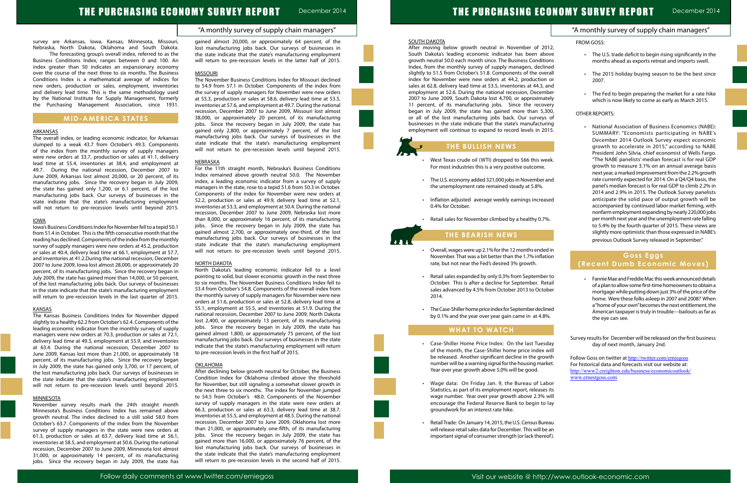survey are Arkansas, Iowa, Kansas, Minnesota, Missouri, Nebraska, North Dakota, Oklahoma and South Dakota.

The forecasting group's overall index, referred to as the Business Conditions Index, ranges between 0 and 100. An index greater than 50 indicates an expansionary economy over the course of the next three to six months. The Business Conditions Index is a mathematical average of indices for new orders, production or sales, employment, inventories and delivery lead time. This is the same methodology used by the National Institute for Supply Management, formerly the Purchasing Management Association, since 1931.

## MID-AMERICA STATES

### ARKANSAS

The overall index, or leading economic indicator, for Arkansas slumped to a weak 43.7 from October's 49.3. Components of the index from the monthly survey of supply managers were new orders at 33.7, production or sales at 41.1, delivery lead time at 55.4, inventories at 38.4, and employment at 49.7. During the national recession, December 2007 to June 2009, Arkansas lost almost 20,000, or 20 percent, of its manufacturing jobs. Since the recovery began in July 2009, the state has gained only 1,200, or 6.1 percent, of the lost manufacturing jobs back. Our surveys of businesses in the state indicate that the state's manufacturing employment will not return to pre-recession levels until beyond 2015.

### IOWA

Iowa's Business Conditions Index for November fell to a tepid 50.1 from 51.4 in October. This is the fifth consecutive month that the reading has declined. Components of the index from the monthly survey of supply managers were new orders at 45.2, production or sales at 40.4, delivery lead time at 66.1, employment at 57.7, and inventories at 41.2.During the national recession, December 2007 to June 2009, Iowa lost almost 28,000, or approximately 20 percent, of its manufacturing jobs. Since the recovery began in July 2009, the state has gained more than 14,000, or 50 percent, of the lost manufacturing jobs back. Our surveys of businesses in the state indicate that the state's manufacturing employment will return to pre-recession levels in the last quarter of 2015.

### KANSAS

The Kansas Business Conditions Index for November dipped slightly to a healthy 62.2 from October's 62.4. Components of the leading economic indicator from the monthly survey of supply managers were new orders at 70.3, production or sales at 72.1, delivery lead time at 49.3, employment at 55.9, and inventories at 63.4. During the national recession, December 2007 to June 2009, Kansas lost more than 21,000, or approximately 18 percent, of its manufacturing jobs. Since the recovery began in July 2009, the state has gained only 3,700, or 17 percent, of the lost manufacturing jobs back. Our surveys of businesses in the state indicate that the state's manufacturing employment will not return to pre-recession levels until beyond 2015.

### MINNESOTA

November survey results mark the 24th straight month Minnesota's Business Conditions Index has remained above growth neutral. The index declined to a still solid 58.0 from October's 63.7. Components of the index from the November survey of supply managers in the state were new orders at 61.3, production or sales at 63.7, delivery lead time at 56.1, inventories at 58.5, and employment at 50.6. During the national recession, December 2007 to June 2009, Minnesota lost almost 31,000, or approximately 14 percent, of its manufacturing jobs. Since the recovery began in July 2009, the state has gained almost 20,000, or approximately 64 percent, of the lost manufacturing jobs back. Our surveys of businesses in the state indicate that the state's manufacturing employment will return to pre-recession levels in the latter half of 2015.

### MISSOURI

The November Business Conditions Index for Missouri declined to 54.9 from 57.1 in October. Components of the index from the survey of supply managers for November were new orders at 55.3, production or sales at 58.6, delivery lead time at 53.5, inventories at 57.6, and employment at 49.7. During the national recession, December 2007 to June 2009, Missouri lost almost 38,000, or approximately 20 percent, of its manufacturing jobs. Since the recovery began in July 2009, the state has gained only 2,800, or approximately 7 percent, of the lost manufacturing jobs back. Our surveys of businesses in the state indicate that the state's manufacturing employment will not return to pre-recession levels until beyond 2015.

### NEBRASKA

For the 11th straight month, Nebraska's Business Conditions Index remained above growth neutral 50.0. The November index, a leading economic indicator from a survey of supply managers in the state, rose to a tepid 51.6 from 50.3 in October. Components of the index for November were new orders at 52.2, production or sales at 49.9, delivery lead time at 52.1, inventories at 53.3, and employment at 50.4. During the national recession, December 2007 to June 2009, Nebraska lost more than 8,000, or approximately 16 percent, of its manufacturing jobs. Since the recovery began in July 2009, the state has gained almost 2,700, or approximately one-third, of the lost manufacturing jobs back. Our surveys of businesses in the state indicate that the state's manufacturing employment will not return to pre-recession levels until beyond 2015.

### NORTH DAKOTA

North Dakota's leading economic indicator fell to a level pointing to solid, but slower economic growth in the next three to six months. The November Business Conditions Index fell to 53.4 from October's 54.8. Components of the overall index from the monthly survey of supply managers for November were new orders at 51.6, production or sales at 52.8, delivery lead time at 55.1, employment at 55.5, and inventories at 51.9. During the national recession, December 2007 to June 2009, North Dakota lost 2,400, or approximately 13 percent, of its manufacturing jobs. Since the recovery began in July 2009, the state has gained almost 1,800, or approximately 75 percent, of the lost manufacturing jobs back. Our surveys of businesses in the state indicate that the state's manufacturing employment will return to pre-recession levels in the first half of 2015.

### OKLAHOMA

After declining below growth neutral for October, the Business Condition Index for Oklahoma climbed above the threshold for November, but still signaling a somewhat slower growth in the next three to six months. The index for November jumped to 54.5 from October's 48.0. Components of the November survey of supply managers in the state were new orders at 66.3, production or sales at 63.3, delivery lead time at 38.7, inventories at 55.5, and employment at 48.5. During the national recession, December 2007 to June 2009, Oklahoma lost more than 21,000, or approximately one-fifth, of its manufacturing jobs. Since the recovery began in July 2009, the state has gained more than 16,000, or approximately 76 percent, of the lost manufacturing jobs back. Our surveys of businesses in the state indicate that the state's manufacturing employment will return to pre-recession levels in the second half of 2015.

### SOUTH DAKOTA

After moving below growth neutral in November of 2012, South Dakota's leading economic indicator has been above growth neutral 50.0 each month since. The Business Conditions Index, from the monthly survey of supply managers, declined slightly to 51.5 from October's 51.8. Components of the overall index for November were new orders at 44.2, production or sales at 62.8, delivery lead time at 53.5, inventories at 44.3, and employment at 52.6. During the national recession, December 2007 to June 2009, South Dakota lost 4,700, or approximately 11 percent, of its manufacturing jobs. Since the recovery began in July 2009, the state has gained more than 5,300, or all of the lost manufacturing jobs back. Our surveys of businesses in the state indicate that the state's manufacturing employment will continue to expand to record levels in 2015.

## THE BULLISH NEWS

- West Texas crude oil (WTI) dropped to $66 this week. For most industries this is a very positive outcome.
- The U.S. economy added 321,000 jobs in November and the unemployment rate remained steady at 5.8%.
- Inflation adjusted average weekly earnings increased 0.4% for October.
- Retail sales for November climbed by a healthy 0.7%.

## THE BEARISH NEWS

- Overall, wages were up 2.1% for the 12 months ended in November. That was a bit better than the 1.7% inflation rate, but not near the Fed's desired 3% growth.
- Retail sales expanded by only 0.3% from September to October. This is after a decline for September. Retail sales advanced by 4.5% from October 2013 to October 2014.
- The Case-Shiller home price index for September declined by 0.1% and the year over year gain came in at 4.8%.

## WHAT TO WATCH

- Case-Shiller Home Price Index: On the last Tuesday of the month, the Case-Shiller home price index will be released. Another significant decline in the growth number will be a warning signal for the housing market. Year over year growth above 5.0% will be good.
- Wage data: On Friday Jan. 9, the Bureau of Labor Statistics, as part of its employment report, releases its wage number. Year over year growth above 2.3% will encourage the Federal Reserve Bank to begin to lay groundwork for an interest rate hike.
- Retail Trade: On January 14, 2015, the U.S. Census Bureau will release retail sales data for December. This will be an important signal of consumer strength (or lack thereof).

FROM GOSS:

- The U.S. trade deficit to begin rising significantly in the months ahead as exports retreat and imports swell.
- The 2015 holiday buying season to be the best since 2007.
- The Fed to begin preparing the market for a rate hike which is now likely to come as early as March 2015.

OTHER REPORTS:

- National Association of Business Economics (NABE): SUMMARY: "Economists participating in NABE's December 2014 Outlook Survey expect economic growth to accelerate in 2015," according to NABE President John Silvia, chief economist of Wells Fargo. "The NABE panelists' median forecast is for real GDP growth to measure 3.1% on an annual average basis next year, a marked improvement from the 2.2% growth rate currently expected for 2014. On a Q4/Q4 basis, the panel's median forecast is for real GDP to climb 2.2% in 2014 and 2.9% in 2015. The Outlook Survey panelists anticipate the solid pace of output growth will be accompanied by continued labor market firming, with nonfarm employment expanding by nearly 220,000 jobs per month next year and the unemployment rate falling to 5.4% by the fourth quarter of 2015. These views are slightly more optimistic than those expressed in NABE's previous Outlook Survey released in September."

## Goss Eggs (Recent Dumb Economic Moves)

- Fannie Mae and Freddie Mac this week announced details of a plan to allow some first-time homeowners to obtain a mortgage while putting down just 3% of the price of the home. Were these folks asleep in 2007 and 2008? When a "home of your own" becomes the next entitlement, the American taxpayer is truly in trouble---bailouts as far as the eye can see.

Survey results for December will be released on the first business day of next month, January 2nd.

Follow Goss on twitter at http://twitter.com/erniegoss
For historical data and forecasts visit our website at:
http://www2.creighton.edu/business/economicoutlook/
www.ernestgoss.com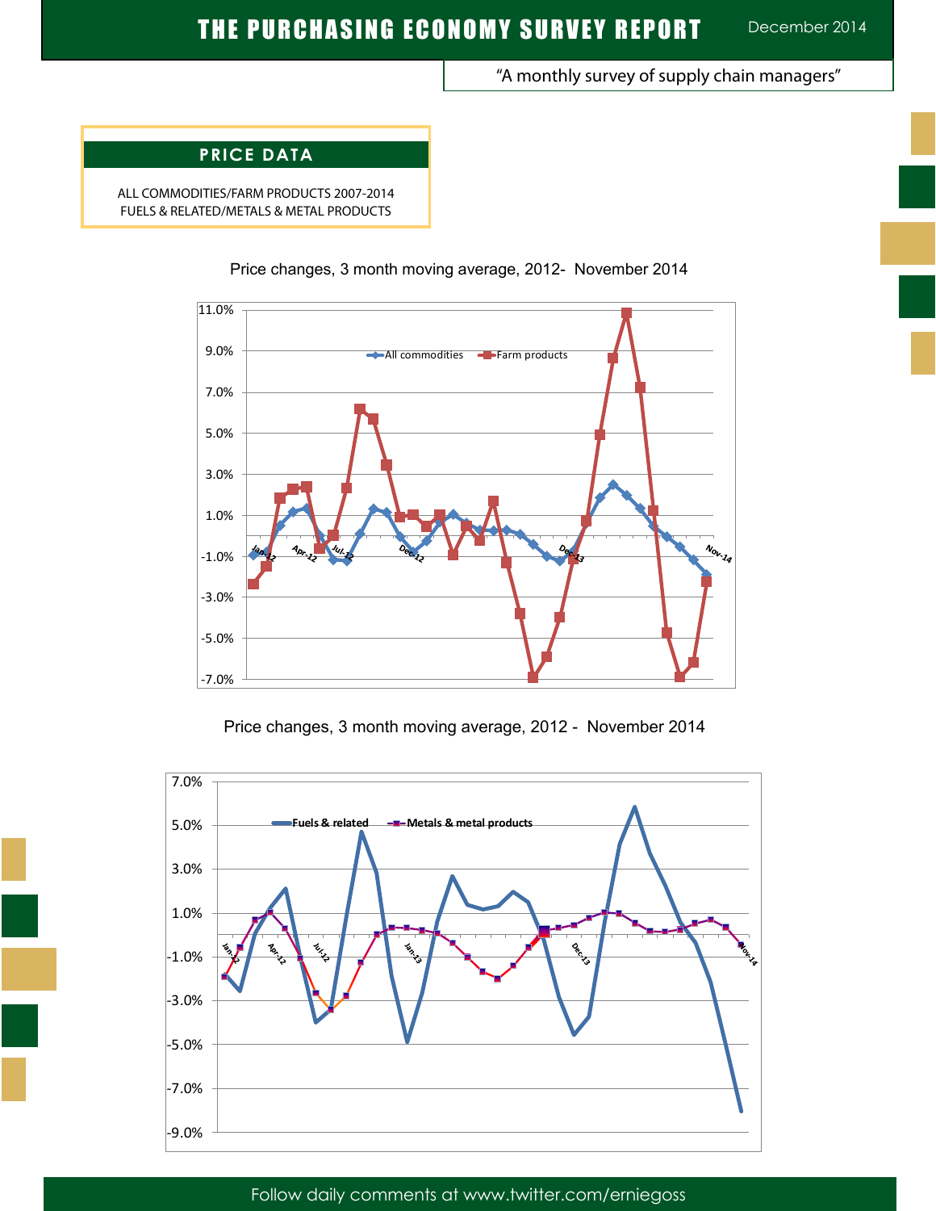# THE PURCHASING ECONOMY SURVEY REPORT

December 2014

"A monthly survey of supply chain managers"

## PRICE DATA

ALL COMMODITIES/FARM PRODUCTS 2007-2014
FUELS & RELATED/METALS & METAL PRODUCTS

Price changes, 3 month moving average, 2012- November 2014

11.0%
9.0%
7.0%
5.0%
3.0%
1.0%
-1.0%
-3.0%
-5.0%
-7.0%

All commodities
Farm products

Jan-12
Apr-12
Jul-12
Dec-12
Dec-13
Nov-14

Price changes, 3 month moving average, 2012 - November 2014

7.0%
5.0%
3.0%
1.0%
-1.0%
-3.0%
-5.0%
-7.0%
-9.0%

Fuels & related
Metals & metal products

Jan-12
Apr-12
Jul-12
Jan-13
Dec-13
Nov-14

Follow daily comments at www.twitter.com/erniegoss